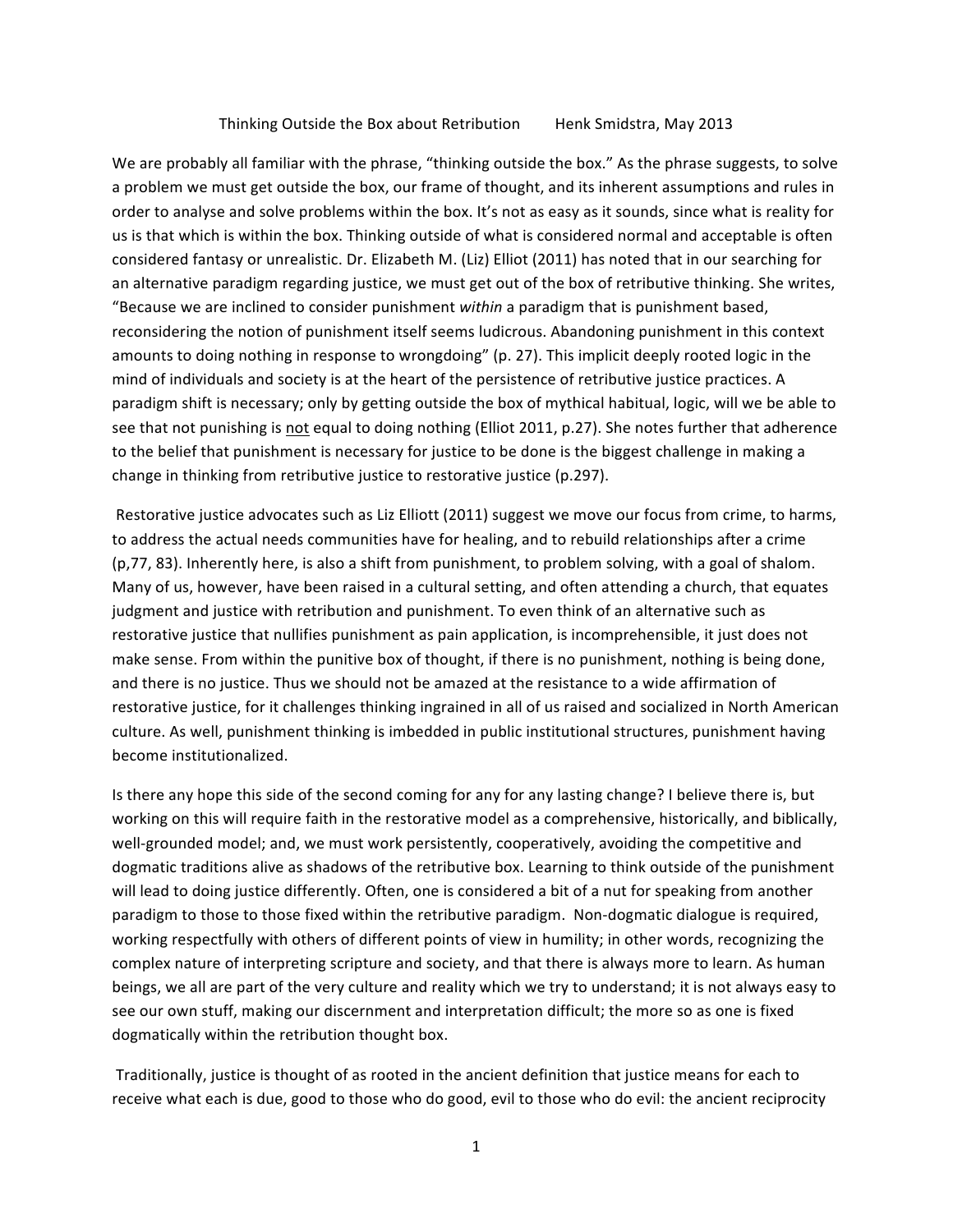Thinking Outside the Box about Retribution Henk Smidstra, May 2013

We are probably all familiar with the phrase, "thinking outside the box." As the phrase suggests, to solve a problem we must get outside the box, our frame of thought, and its inherent assumptions and rules in order to analyse and solve problems within the box. It's not as easy as it sounds, since what is reality for us is that which is within the box. Thinking outside of what is considered normal and acceptable is often considered fantasy or unrealistic. Dr. Elizabeth M. (Liz) Elliot (2011) has noted that in our searching for an alternative paradigm regarding justice, we must get out of the box of retributive thinking. She writes, "Because we are inclined to consider punishment *within* a paradigm that is punishment based, reconsidering the notion of punishment itself seems ludicrous. Abandoning punishment in this context amounts to doing nothing in response to wrongdoing" (p. 27). This implicit deeply rooted logic in the mind of individuals and society is at the heart of the persistence of retributive justice practices. A paradigm shift is necessary; only by getting outside the box of mythical habitual, logic, will we be able to see that not punishing is <u>not</u> equal to doing nothing (Elliot 2011, p.27). She notes further that adherence to the belief that punishment is necessary for justice to be done is the biggest challenge in making a change in thinking from retributive justice to restorative justice (p.297).

Restorative justice advocates such as Liz Elliott (2011) suggest we move our focus from crime, to harms, to address the actual needs communities have for healing, and to rebuild relationships after a crime (p,77, 83). Inherently here, is also a shift from punishment, to problem solving, with a goal of shalom. Many of us, however, have been raised in a cultural setting, and often attending a church, that equates judgment and justice with retribution and punishment. To even think of an alternative such as restorative justice that nullifies punishment as pain application, is incomprehensible, it just does not make sense. From within the punitive box of thought, if there is no punishment, nothing is being done, and there is no justice. Thus we should not be amazed at the resistance to a wide affirmation of restorative justice, for it challenges thinking ingrained in all of us raised and socialized in North American culture. As well, punishment thinking is imbedded in public institutional structures, punishment having become institutionalized.

Is there any hope this side of the second coming for any for any lasting change? I believe there is, but working on this will require faith in the restorative model as a comprehensive, historically, and biblically, well-grounded model; and, we must work persistently, cooperatively, avoiding the competitive and dogmatic traditions alive as shadows of the retributive box. Learning to think outside of the punishment will lead to doing justice differently. Often, one is considered a bit of a nut for speaking from another paradigm to those to those fixed within the retributive paradigm. Non-dogmatic dialogue is required, working respectfully with others of different points of view in humility; in other words, recognizing the complex nature of interpreting scripture and society, and that there is always more to learn. As human beings, we all are part of the very culture and reality which we try to understand; it is not always easy to see our own stuff, making our discernment and interpretation difficult; the more so as one is fixed dogmatically within the retribution thought box.

Traditionally, justice is thought of as rooted in the ancient definition that justice means for each to receive what each is due, good to those who do good, evil to those who do evil: the ancient reciprocity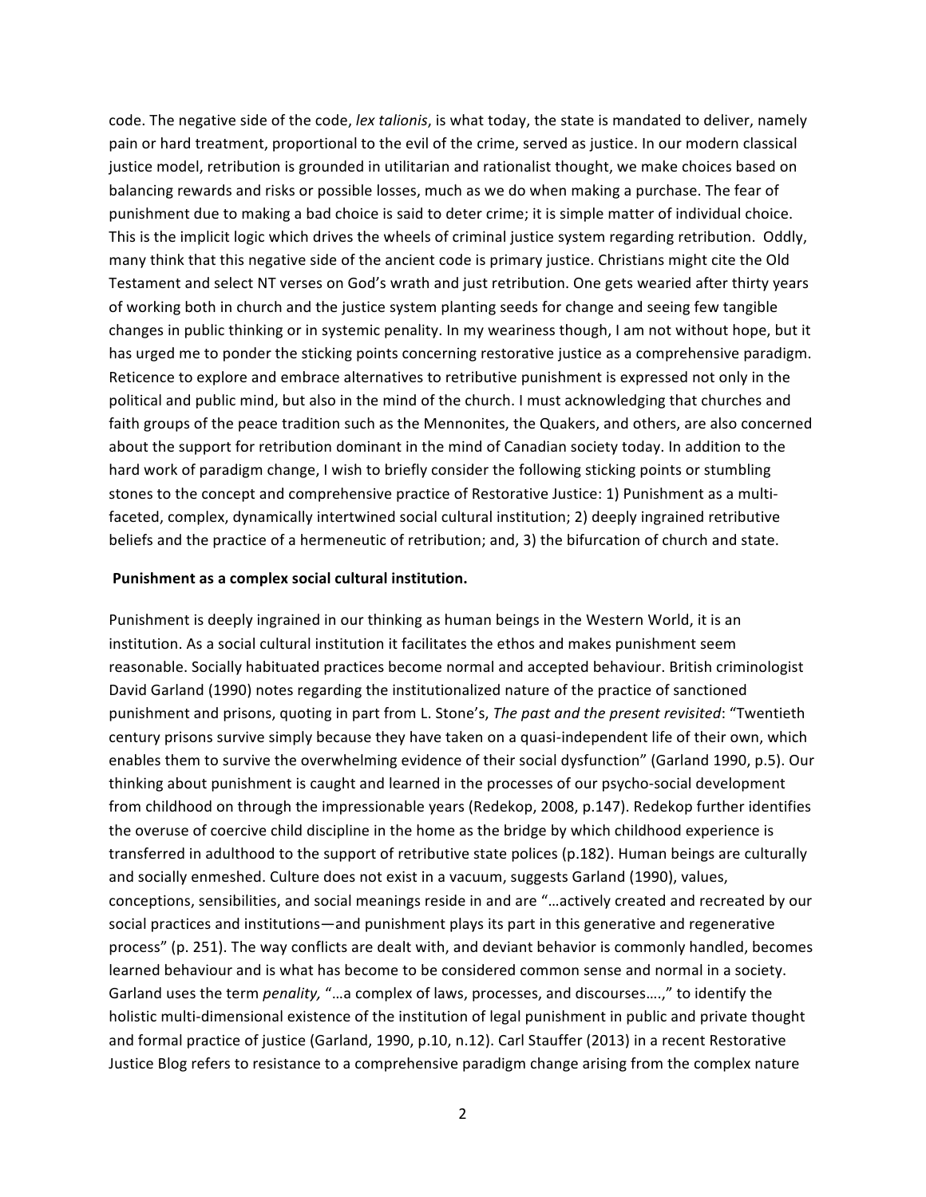code. The negative side of the code, *lex talionis*, is what today, the state is mandated to deliver, namely pain or hard treatment, proportional to the evil of the crime, served as justice. In our modern classical justice model, retribution is grounded in utilitarian and rationalist thought, we make choices based on balancing rewards and risks or possible losses, much as we do when making a purchase. The fear of punishment due to making a bad choice is said to deter crime; it is simple matter of individual choice. This is the implicit logic which drives the wheels of criminal justice system regarding retribution. Oddly, many think that this negative side of the ancient code is primary justice. Christians might cite the Old Testament and select NT verses on God's wrath and just retribution. One gets wearied after thirty years of working both in church and the justice system planting seeds for change and seeing few tangible changes in public thinking or in systemic penality. In my weariness though, I am not without hope, but it has urged me to ponder the sticking points concerning restorative justice as a comprehensive paradigm. Reticence to explore and embrace alternatives to retributive punishment is expressed not only in the political and public mind, but also in the mind of the church. I must acknowledging that churches and faith groups of the peace tradition such as the Mennonites, the Quakers, and others, are also concerned about the support for retribution dominant in the mind of Canadian society today. In addition to the hard work of paradigm change, I wish to briefly consider the following sticking points or stumbling stones to the concept and comprehensive practice of Restorative Justice: 1) Punishment as a multi-faceted, complex, dynamically intertwined social cultural institution; 2) deeply ingrained retributive beliefs and the practice of a hermeneutic of retribution; and, 3) the bifurcation of church and state.

**Punishment as a complex social cultural institution.**

Punishment is deeply ingrained in our thinking as human beings in the Western World, it is an institution. As a social cultural institution it facilitates the ethos and makes punishment seem reasonable. Socially habituated practices become normal and accepted behaviour. British criminologist David Garland (1990) notes regarding the institutionalized nature of the practice of sanctioned punishment and prisons, quoting in part from L. Stone's, *The past and the present revisited*: "Twentieth century prisons survive simply because they have taken on a quasi-independent life of their own, which enables them to survive the overwhelming evidence of their social dysfunction" (Garland 1990, p.5). Our thinking about punishment is caught and learned in the processes of our psycho-social development from childhood on through the impressionable years (Redekop, 2008, p.147). Redekop further identifies the overuse of coercive child discipline in the home as the bridge by which childhood experience is transferred in adulthood to the support of retributive state polices (p.182). Human beings are culturally and socially enmeshed. Culture does not exist in a vacuum, suggests Garland (1990), values, conceptions, sensibilities, and social meanings reside in and are "…actively created and recreated by our social practices and institutions—and punishment plays its part in this generative and regenerative process" (p. 251). The way conflicts are dealt with, and deviant behavior is commonly handled, becomes learned behaviour and is what has become to be considered common sense and normal in a society. Garland uses the term *penality,* "…a complex of laws, processes, and discourses….," to identify the holistic multi-dimensional existence of the institution of legal punishment in public and private thought and formal practice of justice (Garland, 1990, p.10, n.12). Carl Stauffer (2013) in a recent Restorative Justice Blog refers to resistance to a comprehensive paradigm change arising from the complex nature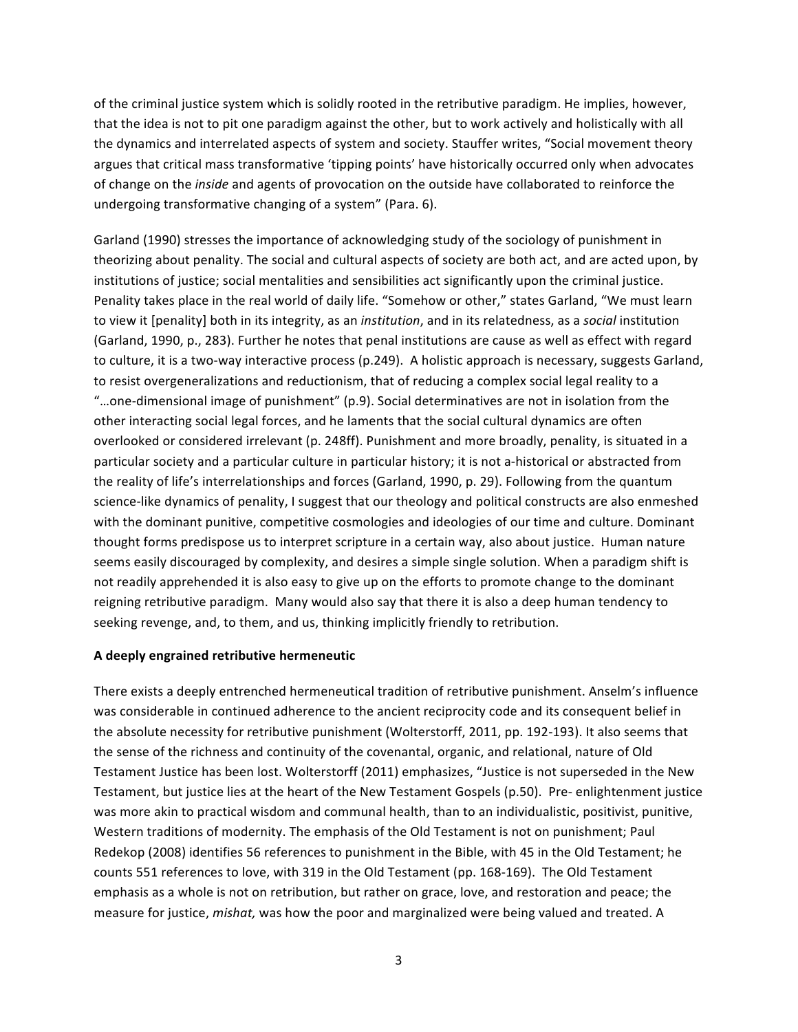of the criminal justice system which is solidly rooted in the retributive paradigm. He implies, however, that the idea is not to pit one paradigm against the other, but to work actively and holistically with all the dynamics and interrelated aspects of system and society. Stauffer writes, "Social movement theory argues that critical mass transformative 'tipping points' have historically occurred only when advocates of change on the *inside* and agents of provocation on the outside have collaborated to reinforce the undergoing transformative changing of a system" (Para. 6).

Garland (1990) stresses the importance of acknowledging study of the sociology of punishment in theorizing about penality. The social and cultural aspects of society are both act, and are acted upon, by institutions of justice; social mentalities and sensibilities act significantly upon the criminal justice. Penality takes place in the real world of daily life. "Somehow or other," states Garland, "We must learn to view it [penality] both in its integrity, as an *institution*, and in its relatedness, as a *social* institution (Garland, 1990, p., 283). Further he notes that penal institutions are cause as well as effect with regard to culture, it is a two-way interactive process (p.249). A holistic approach is necessary, suggests Garland, to resist overgeneralizations and reductionism, that of reducing a complex social legal reality to a "…one-dimensional image of punishment" (p.9). Social determinatives are not in isolation from the other interacting social legal forces, and he laments that the social cultural dynamics are often overlooked or considered irrelevant (p. 248ff). Punishment and more broadly, penality, is situated in a particular society and a particular culture in particular history; it is not a-historical or abstracted from the reality of life's interrelationships and forces (Garland, 1990, p. 29). Following from the quantum science-like dynamics of penality, I suggest that our theology and political constructs are also enmeshed with the dominant punitive, competitive cosmologies and ideologies of our time and culture. Dominant thought forms predispose us to interpret scripture in a certain way, also about justice. Human nature seems easily discouraged by complexity, and desires a simple single solution. When a paradigm shift is not readily apprehended it is also easy to give up on the efforts to promote change to the dominant reigning retributive paradigm. Many would also say that there it is also a deep human tendency to seeking revenge, and, to them, and us, thinking implicitly friendly to retribution.

**A deeply engrained retributive hermeneutic**

There exists a deeply entrenched hermeneutical tradition of retributive punishment. Anselm's influence was considerable in continued adherence to the ancient reciprocity code and its consequent belief in the absolute necessity for retributive punishment (Wolterstorff, 2011, pp. 192-193). It also seems that the sense of the richness and continuity of the covenantal, organic, and relational, nature of Old Testament Justice has been lost. Wolterstorff (2011) emphasizes, "Justice is not superseded in the New Testament, but justice lies at the heart of the New Testament Gospels (p.50). Pre- enlightenment justice was more akin to practical wisdom and communal health, than to an individualistic, positivist, punitive, Western traditions of modernity. The emphasis of the Old Testament is not on punishment; Paul Redekop (2008) identifies 56 references to punishment in the Bible, with 45 in the Old Testament; he counts 551 references to love, with 319 in the Old Testament (pp. 168-169). The Old Testament emphasis as a whole is not on retribution, but rather on grace, love, and restoration and peace; the measure for justice, *mishat,* was how the poor and marginalized were being valued and treated. A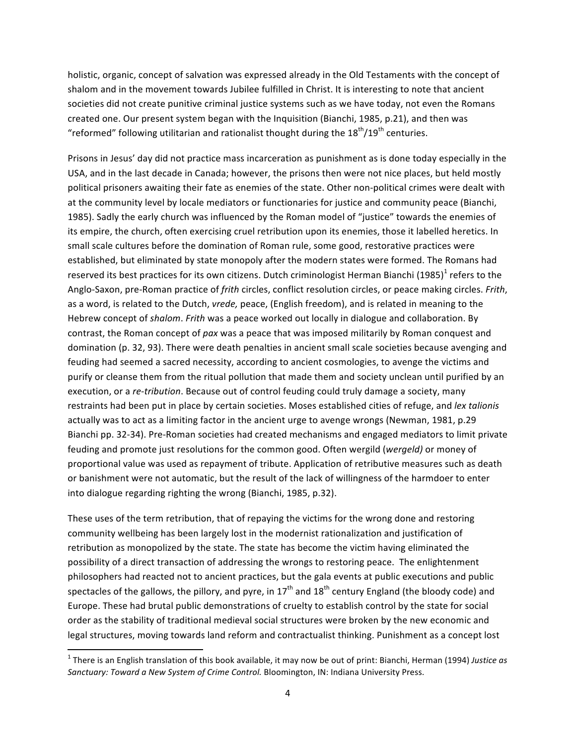holistic, organic, concept of salvation was expressed already in the Old Testaments with the concept of shalom and in the movement towards Jubilee fulfilled in Christ. It is interesting to note that ancient societies did not create punitive criminal justice systems such as we have today, not even the Romans created one. Our present system began with the Inquisition (Bianchi, 1985, p.21), and then was "reformed" following utilitarian and rationalist thought during the 18th/19th centuries.

Prisons in Jesus' day did not practice mass incarceration as punishment as is done today especially in the USA, and in the last decade in Canada; however, the prisons then were not nice places, but held mostly political prisoners awaiting their fate as enemies of the state. Other non-political crimes were dealt with at the community level by locale mediators or functionaries for justice and community peace (Bianchi, 1985). Sadly the early church was influenced by the Roman model of "justice" towards the enemies of its empire, the church, often exercising cruel retribution upon its enemies, those it labelled heretics. In small scale cultures before the domination of Roman rule, some good, restorative practices were established, but eliminated by state monopoly after the modern states were formed. The Romans had reserved its best practices for its own citizens. Dutch criminologist Herman Bianchi (1985)[1] refers to the Anglo-Saxon, pre-Roman practice of *frith* circles, conflict resolution circles, or peace making circles. *Frith*, as a word, is related to the Dutch, *vrede,* peace, (English freedom), and is related in meaning to the Hebrew concept of *shalom*. *Frith* was a peace worked out locally in dialogue and collaboration. By contrast, the Roman concept of *pax* was a peace that was imposed militarily by Roman conquest and domination (p. 32, 93). There were death penalties in ancient small scale societies because avenging and feuding had seemed a sacred necessity, according to ancient cosmologies, to avenge the victims and purify or cleanse them from the ritual pollution that made them and society unclean until purified by an execution, or a *re-tribution*. Because out of control feuding could truly damage a society, many restraints had been put in place by certain societies. Moses established cities of refuge, and *lex talionis* actually was to act as a limiting factor in the ancient urge to avenge wrongs (Newman, 1981, p.29 Bianchi pp. 32-34). Pre-Roman societies had created mechanisms and engaged mediators to limit private feuding and promote just resolutions for the common good. Often wergild (*wergeld)* or money of proportional value was used as repayment of tribute. Application of retributive measures such as death or banishment were not automatic, but the result of the lack of willingness of the harmdoer to enter into dialogue regarding righting the wrong (Bianchi, 1985, p.32).

These uses of the term retribution, that of repaying the victims for the wrong done and restoring community wellbeing has been largely lost in the modernist rationalization and justification of retribution as monopolized by the state. The state has become the victim having eliminated the possibility of a direct transaction of addressing the wrongs to restoring peace. The enlightenment philosophers had reacted not to ancient practices, but the gala events at public executions and public spectacles of the gallows, the pillory, and pyre, in 17th and 18th century England (the bloody code) and Europe. These had brutal public demonstrations of cruelty to establish control by the state for social order as the stability of traditional medieval social structures were broken by the new economic and legal structures, moving towards land reform and contractualist thinking. Punishment as a concept lost

---

[1] There is an English translation of this book available, it may now be out of print: Bianchi, Herman (1994) *Justice as Sanctuary: Toward a New System of Crime Control.* Bloomington, IN: Indiana University Press.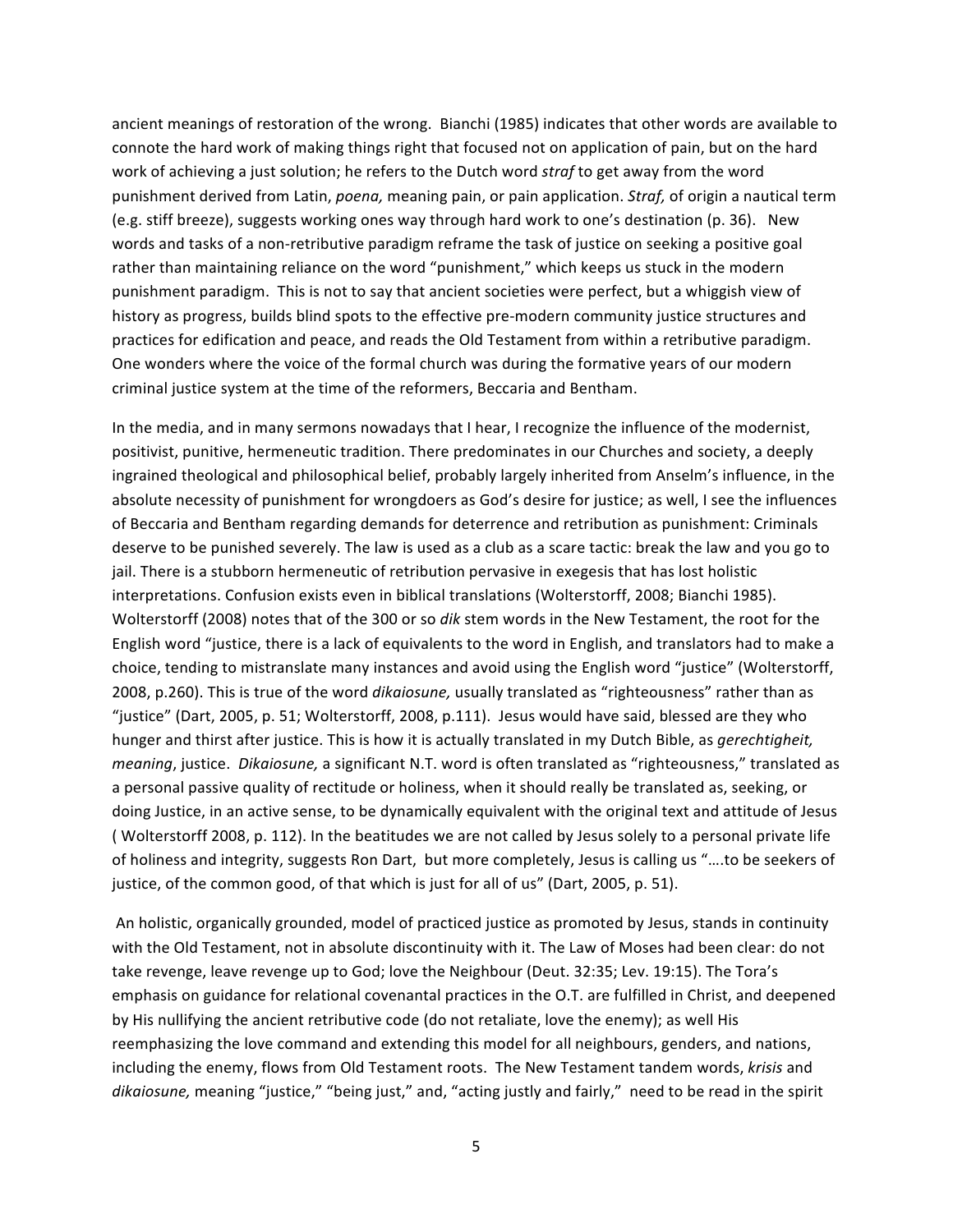ancient meanings of restoration of the wrong. Bianchi (1985) indicates that other words are available to connote the hard work of making things right that focused not on application of pain, but on the hard work of achieving a just solution; he refers to the Dutch word *straf* to get away from the word punishment derived from Latin, *poena,* meaning pain, or pain application. *Straf,* of origin a nautical term (e.g. stiff breeze), suggests working ones way through hard work to one's destination (p. 36). New words and tasks of a non-retributive paradigm reframe the task of justice on seeking a positive goal rather than maintaining reliance on the word "punishment," which keeps us stuck in the modern punishment paradigm. This is not to say that ancient societies were perfect, but a whiggish view of history as progress, builds blind spots to the effective pre-modern community justice structures and practices for edification and peace, and reads the Old Testament from within a retributive paradigm. One wonders where the voice of the formal church was during the formative years of our modern criminal justice system at the time of the reformers, Beccaria and Bentham.

In the media, and in many sermons nowadays that I hear, I recognize the influence of the modernist, positivist, punitive, hermeneutic tradition. There predominates in our Churches and society, a deeply ingrained theological and philosophical belief, probably largely inherited from Anselm's influence, in the absolute necessity of punishment for wrongdoers as God's desire for justice; as well, I see the influences of Beccaria and Bentham regarding demands for deterrence and retribution as punishment: Criminals deserve to be punished severely. The law is used as a club as a scare tactic: break the law and you go to jail. There is a stubborn hermeneutic of retribution pervasive in exegesis that has lost holistic interpretations. Confusion exists even in biblical translations (Wolterstorff, 2008; Bianchi 1985). Wolterstorff (2008) notes that of the 300 or so *dik* stem words in the New Testament, the root for the English word "justice, there is a lack of equivalents to the word in English, and translators had to make a choice, tending to mistranslate many instances and avoid using the English word "justice" (Wolterstorff, 2008, p.260). This is true of the word *dikaiosune,* usually translated as "righteousness" rather than as "justice" (Dart, 2005, p. 51; Wolterstorff, 2008, p.111). Jesus would have said, blessed are they who hunger and thirst after justice. This is how it is actually translated in my Dutch Bible, as *gerechtigheit, meaning*, justice. *Dikaiosune,* a significant N.T. word is often translated as "righteousness," translated as a personal passive quality of rectitude or holiness, when it should really be translated as, seeking, or doing Justice, in an active sense, to be dynamically equivalent with the original text and attitude of Jesus ( Wolterstorff 2008, p. 112). In the beatitudes we are not called by Jesus solely to a personal private life of holiness and integrity, suggests Ron Dart, but more completely, Jesus is calling us "….to be seekers of justice, of the common good, of that which is just for all of us" (Dart, 2005, p. 51).

An holistic, organically grounded, model of practiced justice as promoted by Jesus, stands in continuity with the Old Testament, not in absolute discontinuity with it. The Law of Moses had been clear: do not take revenge, leave revenge up to God; love the Neighbour (Deut. 32:35; Lev. 19:15). The Tora's emphasis on guidance for relational covenantal practices in the O.T. are fulfilled in Christ, and deepened by His nullifying the ancient retributive code (do not retaliate, love the enemy); as well His reemphasizing the love command and extending this model for all neighbours, genders, and nations, including the enemy, flows from Old Testament roots. The New Testament tandem words, *krisis* and *dikaiosune,* meaning "justice," "being just," and, "acting justly and fairly," need to be read in the spirit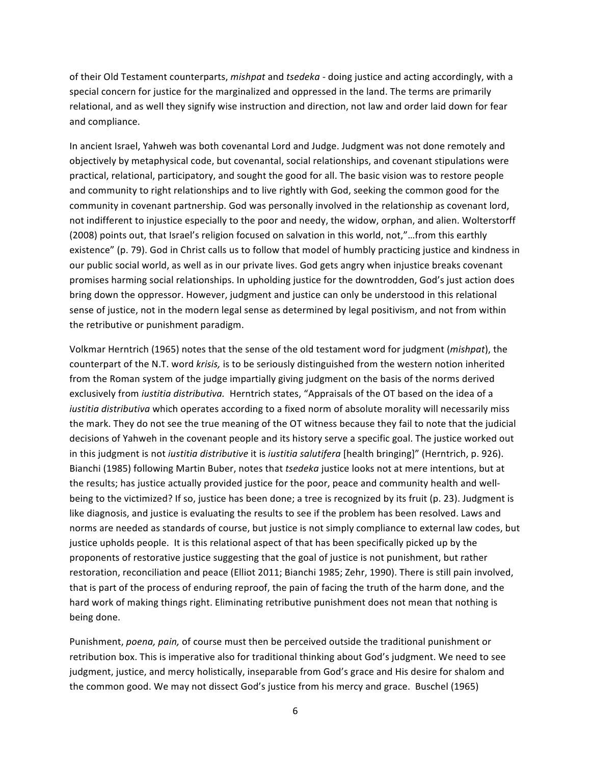of their Old Testament counterparts, *mishpat* and *tsedeka* - doing justice and acting accordingly, with a special concern for justice for the marginalized and oppressed in the land. The terms are primarily relational, and as well they signify wise instruction and direction, not law and order laid down for fear and compliance.

In ancient Israel, Yahweh was both covenantal Lord and Judge. Judgment was not done remotely and objectively by metaphysical code, but covenantal, social relationships, and covenant stipulations were practical, relational, participatory, and sought the good for all. The basic vision was to restore people and community to right relationships and to live rightly with God, seeking the common good for the community in covenant partnership. God was personally involved in the relationship as covenant lord, not indifferent to injustice especially to the poor and needy, the widow, orphan, and alien. Wolterstorff (2008) points out, that Israel's religion focused on salvation in this world, not,"…from this earthly existence" (p. 79). God in Christ calls us to follow that model of humbly practicing justice and kindness in our public social world, as well as in our private lives. God gets angry when injustice breaks covenant promises harming social relationships. In upholding justice for the downtrodden, God's just action does bring down the oppressor. However, judgment and justice can only be understood in this relational sense of justice, not in the modern legal sense as determined by legal positivism, and not from within the retributive or punishment paradigm.

Volkmar Herntrich (1965) notes that the sense of the old testament word for judgment (*mishpat*), the counterpart of the N.T. word *krisis,* is to be seriously distinguished from the western notion inherited from the Roman system of the judge impartially giving judgment on the basis of the norms derived exclusively from *iustitia distributiva.* Herntrich states, "Appraisals of the OT based on the idea of a *iustitia distributiva* which operates according to a fixed norm of absolute morality will necessarily miss the mark. They do not see the true meaning of the OT witness because they fail to note that the judicial decisions of Yahweh in the covenant people and its history serve a specific goal. The justice worked out in this judgment is not *iustitia distributive* it is *iustitia salutifera* [health bringing]" (Herntrich, p. 926). Bianchi (1985) following Martin Buber, notes that *tsedeka* justice looks not at mere intentions, but at the results; has justice actually provided justice for the poor, peace and community health and well-being to the victimized? If so, justice has been done; a tree is recognized by its fruit (p. 23). Judgment is like diagnosis, and justice is evaluating the results to see if the problem has been resolved. Laws and norms are needed as standards of course, but justice is not simply compliance to external law codes, but justice upholds people. It is this relational aspect of that has been specifically picked up by the proponents of restorative justice suggesting that the goal of justice is not punishment, but rather restoration, reconciliation and peace (Elliot 2011; Bianchi 1985; Zehr, 1990). There is still pain involved, that is part of the process of enduring reproof, the pain of facing the truth of the harm done, and the hard work of making things right. Eliminating retributive punishment does not mean that nothing is being done.

Punishment, *poena, pain,* of course must then be perceived outside the traditional punishment or retribution box. This is imperative also for traditional thinking about God's judgment. We need to see judgment, justice, and mercy holistically, inseparable from God's grace and His desire for shalom and the common good. We may not dissect God's justice from his mercy and grace. Buschel (1965)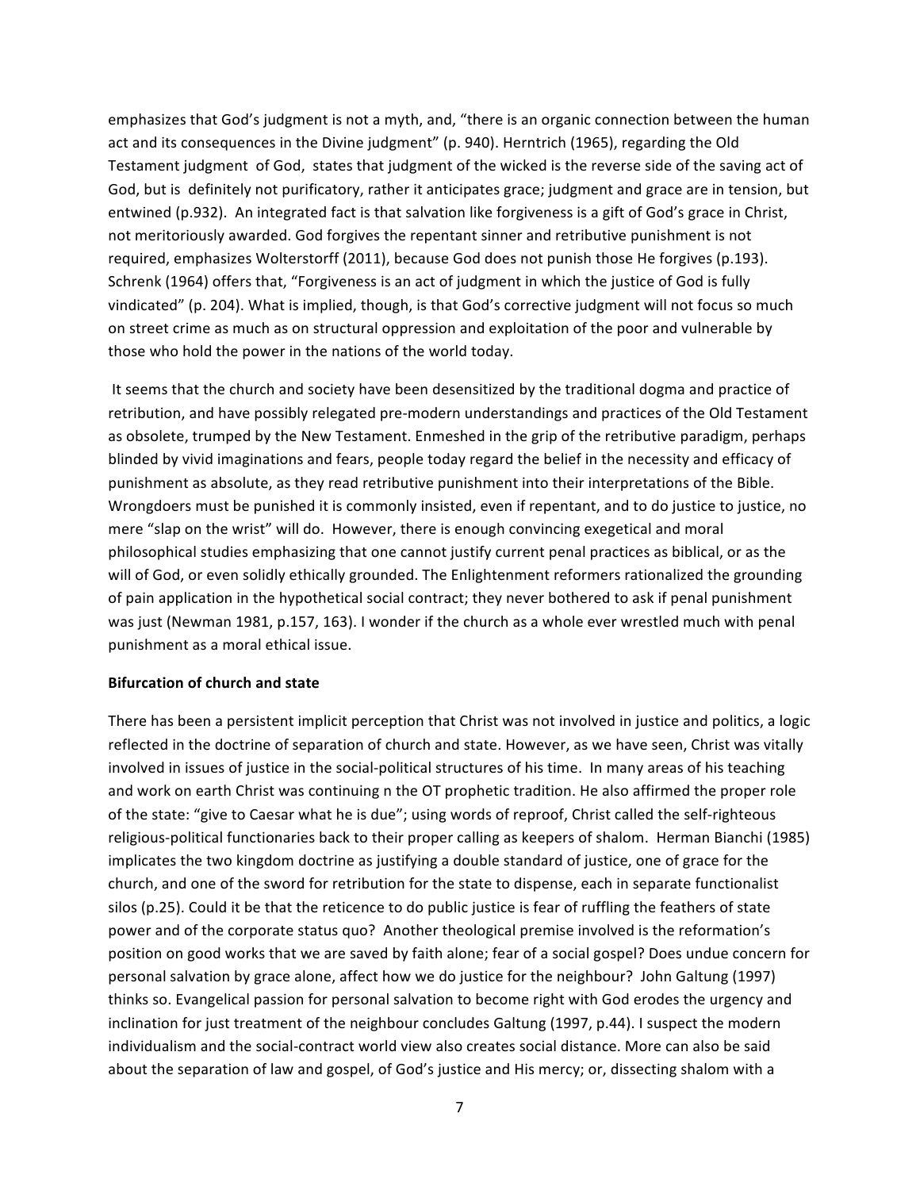emphasizes that God's judgment is not a myth, and, "there is an organic connection between the human act and its consequences in the Divine judgment" (p. 940). Herntrich (1965), regarding the Old Testament judgment of God, states that judgment of the wicked is the reverse side of the saving act of God, but is definitely not purificatory, rather it anticipates grace; judgment and grace are in tension, but entwined (p.932). An integrated fact is that salvation like forgiveness is a gift of God's grace in Christ, not meritoriously awarded. God forgives the repentant sinner and retributive punishment is not required, emphasizes Wolterstorff (2011), because God does not punish those He forgives (p.193). Schrenk (1964) offers that, "Forgiveness is an act of judgment in which the justice of God is fully vindicated" (p. 204). What is implied, though, is that God's corrective judgment will not focus so much on street crime as much as on structural oppression and exploitation of the poor and vulnerable by those who hold the power in the nations of the world today.

It seems that the church and society have been desensitized by the traditional dogma and practice of retribution, and have possibly relegated pre-modern understandings and practices of the Old Testament as obsolete, trumped by the New Testament. Enmeshed in the grip of the retributive paradigm, perhaps blinded by vivid imaginations and fears, people today regard the belief in the necessity and efficacy of punishment as absolute, as they read retributive punishment into their interpretations of the Bible. Wrongdoers must be punished it is commonly insisted, even if repentant, and to do justice to justice, no mere "slap on the wrist" will do. However, there is enough convincing exegetical and moral philosophical studies emphasizing that one cannot justify current penal practices as biblical, or as the will of God, or even solidly ethically grounded. The Enlightenment reformers rationalized the grounding of pain application in the hypothetical social contract; they never bothered to ask if penal punishment was just (Newman 1981, p.157, 163). I wonder if the church as a whole ever wrestled much with penal punishment as a moral ethical issue.

**Bifurcation of church and state**

There has been a persistent implicit perception that Christ was not involved in justice and politics, a logic reflected in the doctrine of separation of church and state. However, as we have seen, Christ was vitally involved in issues of justice in the social-political structures of his time. In many areas of his teaching and work on earth Christ was continuing n the OT prophetic tradition. He also affirmed the proper role of the state: "give to Caesar what he is due"; using words of reproof, Christ called the self-righteous religious-political functionaries back to their proper calling as keepers of shalom. Herman Bianchi (1985) implicates the two kingdom doctrine as justifying a double standard of justice, one of grace for the church, and one of the sword for retribution for the state to dispense, each in separate functionalist silos (p.25). Could it be that the reticence to do public justice is fear of ruffling the feathers of state power and of the corporate status quo? Another theological premise involved is the reformation's position on good works that we are saved by faith alone; fear of a social gospel? Does undue concern for personal salvation by grace alone, affect how we do justice for the neighbour? John Galtung (1997) thinks so. Evangelical passion for personal salvation to become right with God erodes the urgency and inclination for just treatment of the neighbour concludes Galtung (1997, p.44). I suspect the modern individualism and the social-contract world view also creates social distance. More can also be said about the separation of law and gospel, of God's justice and His mercy; or, dissecting shalom with a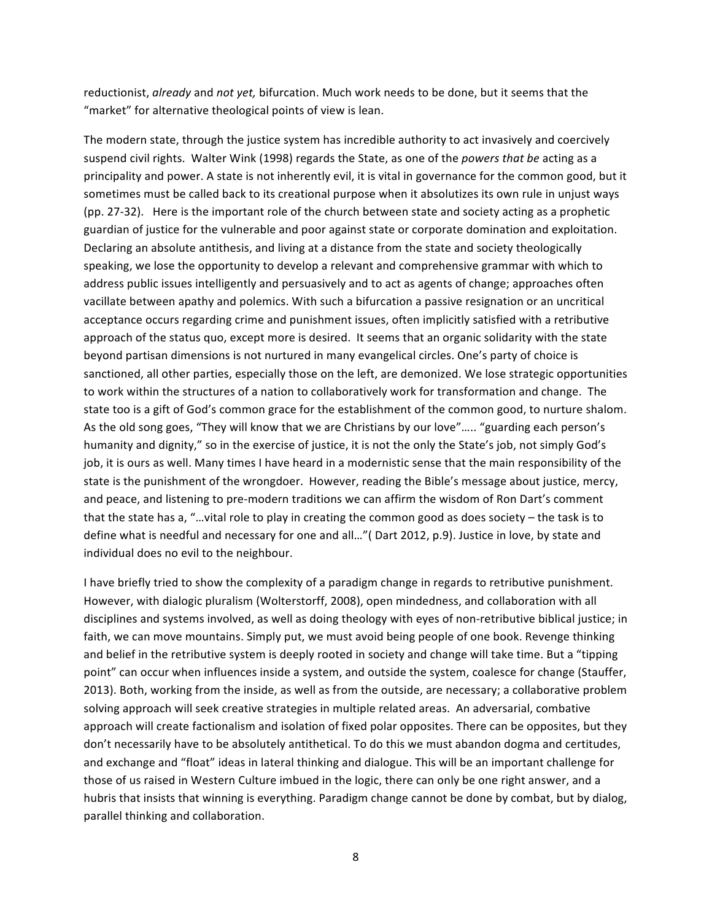reductionist, *already* and *not yet,* bifurcation. Much work needs to be done, but it seems that the "market" for alternative theological points of view is lean.

The modern state, through the justice system has incredible authority to act invasively and coercively suspend civil rights. Walter Wink (1998) regards the State, as one of the *powers that be* acting as a principality and power. A state is not inherently evil, it is vital in governance for the common good, but it sometimes must be called back to its creational purpose when it absolutizes its own rule in unjust ways (pp. 27-32). Here is the important role of the church between state and society acting as a prophetic guardian of justice for the vulnerable and poor against state or corporate domination and exploitation. Declaring an absolute antithesis, and living at a distance from the state and society theologically speaking, we lose the opportunity to develop a relevant and comprehensive grammar with which to address public issues intelligently and persuasively and to act as agents of change; approaches often vacillate between apathy and polemics. With such a bifurcation a passive resignation or an uncritical acceptance occurs regarding crime and punishment issues, often implicitly satisfied with a retributive approach of the status quo, except more is desired. It seems that an organic solidarity with the state beyond partisan dimensions is not nurtured in many evangelical circles. One's party of choice is sanctioned, all other parties, especially those on the left, are demonized. We lose strategic opportunities to work within the structures of a nation to collaboratively work for transformation and change. The state too is a gift of God's common grace for the establishment of the common good, to nurture shalom. As the old song goes, "They will know that we are Christians by our love"….. "guarding each person's humanity and dignity," so in the exercise of justice, it is not the only the State's job, not simply God's job, it is ours as well. Many times I have heard in a modernistic sense that the main responsibility of the state is the punishment of the wrongdoer. However, reading the Bible's message about justice, mercy, and peace, and listening to pre-modern traditions we can affirm the wisdom of Ron Dart's comment that the state has a, "…vital role to play in creating the common good as does society – the task is to define what is needful and necessary for one and all…"( Dart 2012, p.9). Justice in love, by state and individual does no evil to the neighbour.

I have briefly tried to show the complexity of a paradigm change in regards to retributive punishment. However, with dialogic pluralism (Wolterstorff, 2008), open mindedness, and collaboration with all disciplines and systems involved, as well as doing theology with eyes of non-retributive biblical justice; in faith, we can move mountains. Simply put, we must avoid being people of one book. Revenge thinking and belief in the retributive system is deeply rooted in society and change will take time. But a "tipping point" can occur when influences inside a system, and outside the system, coalesce for change (Stauffer, 2013). Both, working from the inside, as well as from the outside, are necessary; a collaborative problem solving approach will seek creative strategies in multiple related areas. An adversarial, combative approach will create factionalism and isolation of fixed polar opposites. There can be opposites, but they don't necessarily have to be absolutely antithetical. To do this we must abandon dogma and certitudes, and exchange and "float" ideas in lateral thinking and dialogue. This will be an important challenge for those of us raised in Western Culture imbued in the logic, there can only be one right answer, and a hubris that insists that winning is everything. Paradigm change cannot be done by combat, but by dialog, parallel thinking and collaboration.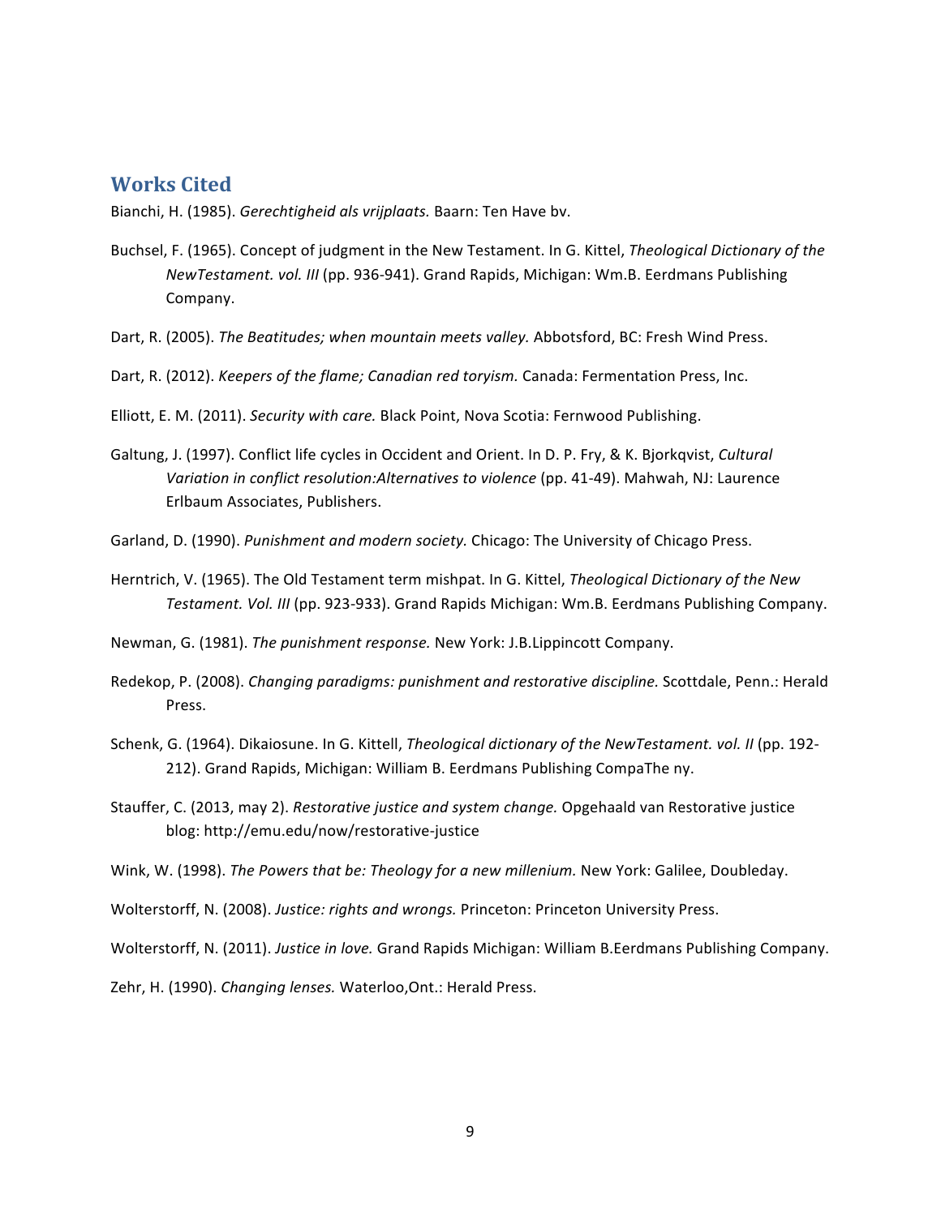## Works Cited

Bianchi, H. (1985). *Gerechtigheid als vrijplaats.* Baarn: Ten Have bv.

Buchsel, F. (1965). Concept of judgment in the New Testament. In G. Kittel, *Theological Dictionary of the NewTestament. vol. III* (pp. 936-941). Grand Rapids, Michigan: Wm.B. Eerdmans Publishing Company.

Dart, R. (2005). *The Beatitudes; when mountain meets valley.* Abbotsford, BC: Fresh Wind Press.

Dart, R. (2012). *Keepers of the flame; Canadian red toryism.* Canada: Fermentation Press, Inc.

Elliott, E. M. (2011). *Security with care.* Black Point, Nova Scotia: Fernwood Publishing.

Galtung, J. (1997). Conflict life cycles in Occident and Orient. In D. P. Fry, & K. Bjorkqvist, *Cultural Variation in conflict resolution:Alternatives to violence* (pp. 41-49). Mahwah, NJ: Laurence Erlbaum Associates, Publishers.

Garland, D. (1990). *Punishment and modern society.* Chicago: The University of Chicago Press.

Herntrich, V. (1965). The Old Testament term mishpat. In G. Kittel, *Theological Dictionary of the New Testament. Vol. III* (pp. 923-933). Grand Rapids Michigan: Wm.B. Eerdmans Publishing Company.

Newman, G. (1981). *The punishment response.* New York: J.B.Lippincott Company.

Redekop, P. (2008). *Changing paradigms: punishment and restorative discipline.* Scottdale, Penn.: Herald Press.

Schenk, G. (1964). Dikaiosune. In G. Kittell, *Theological dictionary of the NewTestament. vol. II* (pp. 192-212). Grand Rapids, Michigan: William B. Eerdmans Publishing CompaThe ny.

Stauffer, C. (2013, may 2). *Restorative justice and system change.* Opgehaald van Restorative justice blog: http://emu.edu/now/restorative-justice

Wink, W. (1998). *The Powers that be: Theology for a new millenium.* New York: Galilee, Doubleday.

Wolterstorff, N. (2008). *Justice: rights and wrongs.* Princeton: Princeton University Press.

Wolterstorff, N. (2011). *Justice in love.* Grand Rapids Michigan: William B.Eerdmans Publishing Company.

Zehr, H. (1990). *Changing lenses.* Waterloo,Ont.: Herald Press.